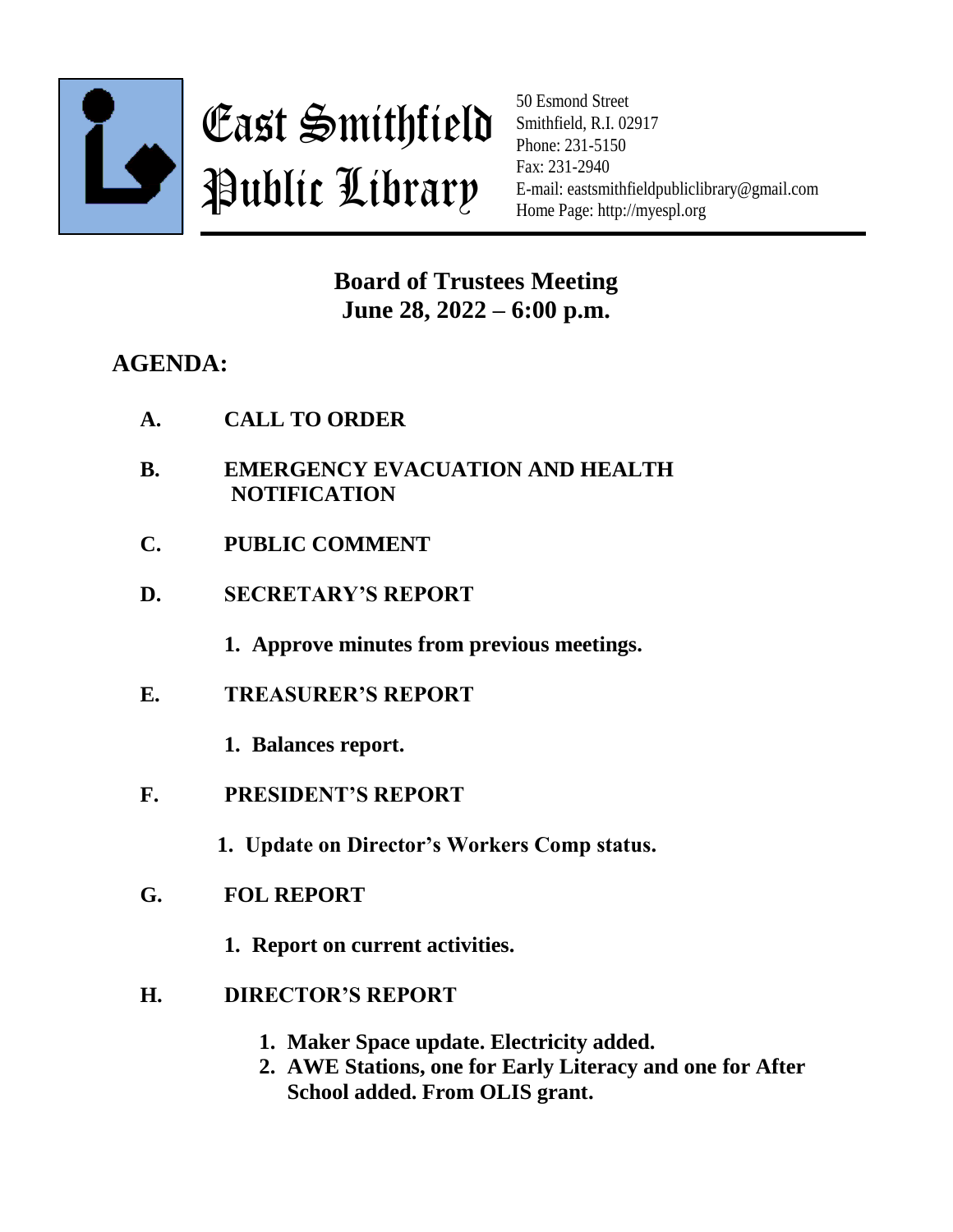# East Smithfield Public Library

50 Esmond Street
Smithfield, R.I. 02917
Phone: 231-5150
Fax: 231-2940
E-mail: eastsmithfieldpubliclibrary@gmail.com
Home Page: http://myespl.org

## Board of Trustees Meeting
## June 28, 2022 – 6:00 p.m.

### AGENDA:

**A. CALL TO ORDER**

**B. EMERGENCY EVACUATION AND HEALTH NOTIFICATION**

**C. PUBLIC COMMENT**

**D. SECRETARY'S REPORT**

1. **Approve minutes from previous meetings.**

**E. TREASURER'S REPORT**

1. **Balances report.**

**F. PRESIDENT'S REPORT**

1. **Update on Director's Workers Comp status.**

**G. FOL REPORT**

1. **Report on current activities.**

**H. DIRECTOR'S REPORT**

1. **Maker Space update. Electricity added.**
2. **AWE Stations, one for Early Literacy and one for After School added. From OLIS grant.**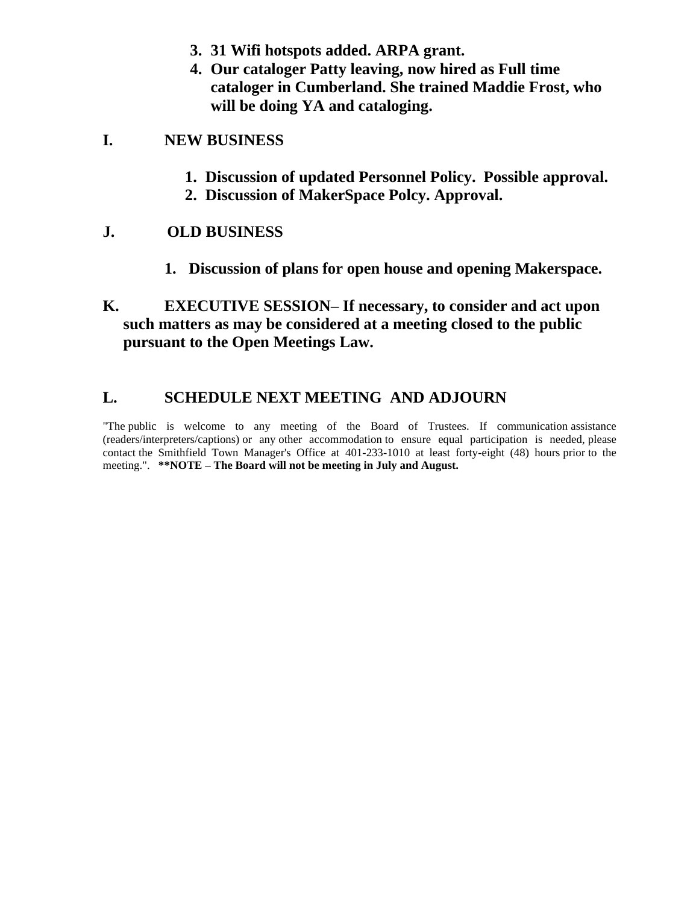3. **31 Wifi hotspots added. ARPA grant.**
4. **Our cataloger Patty leaving, now hired as Full time cataloger in Cumberland. She trained Maddie Frost, who will be doing YA and cataloging.**

## I. NEW BUSINESS

1. **Discussion of updated Personnel Policy. Possible approval.**
2. **Discussion of MakerSpace Polcy. Approval.**

## J. OLD BUSINESS

1. **Discussion of plans for open house and opening Makerspace.**

## K. EXECUTIVE SESSION– If necessary, to consider and act upon such matters as may be considered at a meeting closed to the public pursuant to the Open Meetings Law.

## L. SCHEDULE NEXT MEETING AND ADJOURN

"The public is welcome to any meeting of the Board of Trustees. If communication assistance (readers/interpreters/captions) or any other accommodation to ensure equal participation is needed, please contact the Smithfield Town Manager's Office at 401-233-1010 at least forty-eight (48) hours prior to the meeting.". **\*\*NOTE – The Board will not be meeting in July and August.**